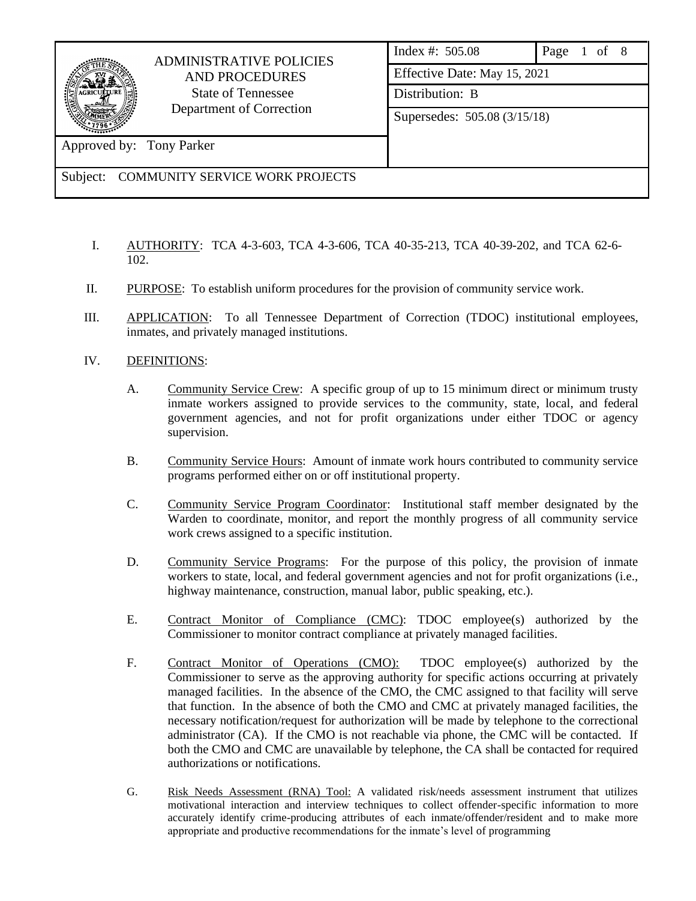| ADMINISTRATIVE POLICIES AND PROCEDURES<br>State of Tennessee<br>Department of Correction | Index #: 505.08 | Page 1 of 8 |
|---|---|---|
| | Effective Date: May 15, 2021 | |
| | Distribution: B | |
| | Supersedes: 505.08 (3/15/18) | |
| Approved by: Tony Parker | | |
| Subject: COMMUNITY SERVICE WORK PROJECTS | | |

I. AUTHORITY: TCA 4-3-603, TCA 4-3-606, TCA 40-35-213, TCA 40-39-202, and TCA 62-6-102.

II. PURPOSE: To establish uniform procedures for the provision of community service work.

III. APPLICATION: To all Tennessee Department of Correction (TDOC) institutional employees, inmates, and privately managed institutions.

IV. DEFINITIONS:

A. Community Service Crew: A specific group of up to 15 minimum direct or minimum trusty inmate workers assigned to provide services to the community, state, local, and federal government agencies, and not for profit organizations under either TDOC or agency supervision.

B. Community Service Hours: Amount of inmate work hours contributed to community service programs performed either on or off institutional property.

C. Community Service Program Coordinator: Institutional staff member designated by the Warden to coordinate, monitor, and report the monthly progress of all community service work crews assigned to a specific institution.

D. Community Service Programs: For the purpose of this policy, the provision of inmate workers to state, local, and federal government agencies and not for profit organizations (i.e., highway maintenance, construction, manual labor, public speaking, etc.).

E. Contract Monitor of Compliance (CMC): TDOC employee(s) authorized by the Commissioner to monitor contract compliance at privately managed facilities.

F. Contract Monitor of Operations (CMO): TDOC employee(s) authorized by the Commissioner to serve as the approving authority for specific actions occurring at privately managed facilities. In the absence of the CMO, the CMC assigned to that facility will serve that function. In the absence of both the CMO and CMC at privately managed facilities, the necessary notification/request for authorization will be made by telephone to the correctional administrator (CA). If the CMO is not reachable via phone, the CMC will be contacted. If both the CMO and CMC are unavailable by telephone, the CA shall be contacted for required authorizations or notifications.

G. Risk Needs Assessment (RNA) Tool: A validated risk/needs assessment instrument that utilizes motivational interaction and interview techniques to collect offender-specific information to more accurately identify crime-producing attributes of each inmate/offender/resident and to make more appropriate and productive recommendations for the inmate's level of programming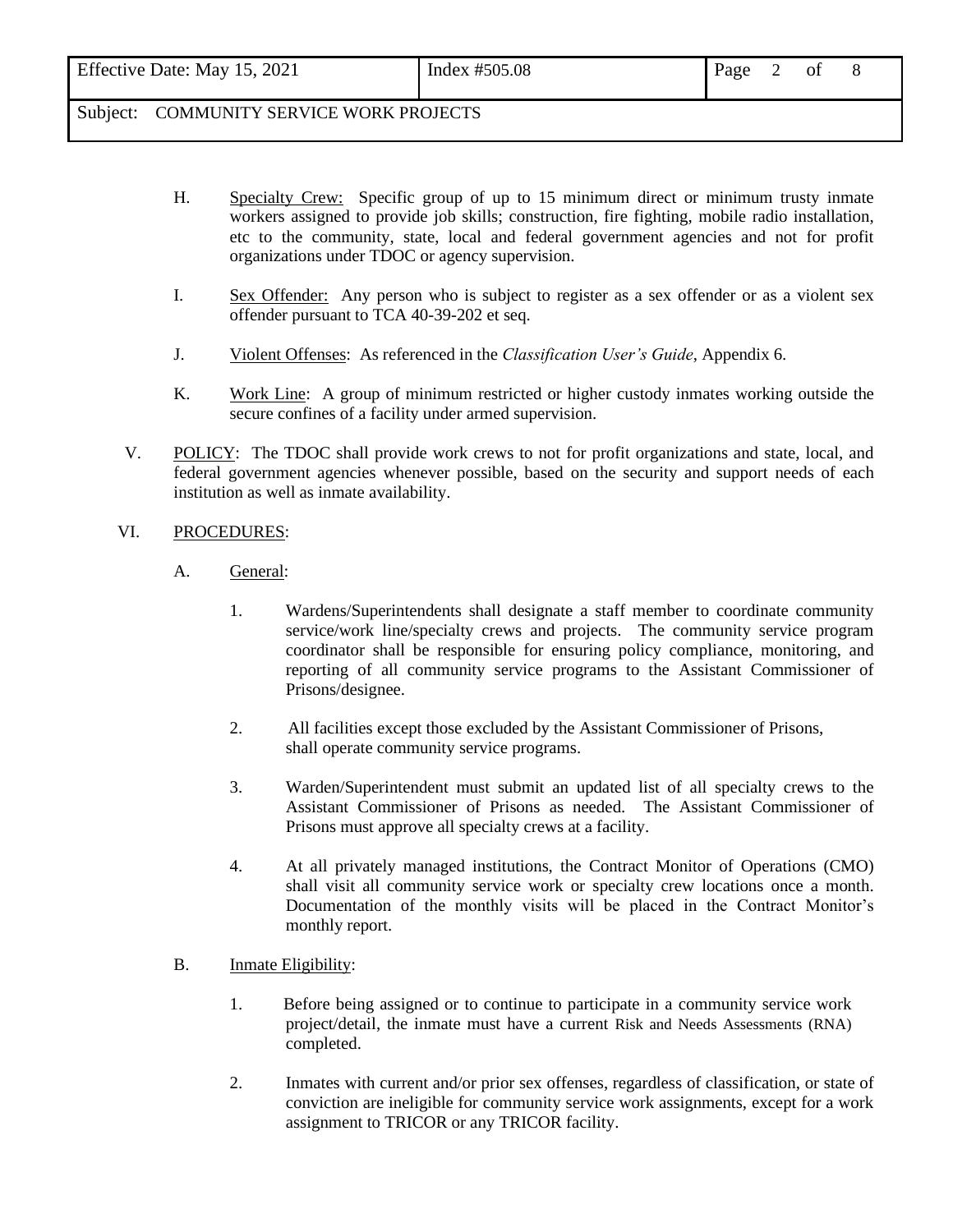H. Specialty Crew: Specific group of up to 15 minimum direct or minimum trusty inmate workers assigned to provide job skills; construction, fire fighting, mobile radio installation, etc to the community, state, local and federal government agencies and not for profit organizations under TDOC or agency supervision.

I. Sex Offender: Any person who is subject to register as a sex offender or as a violent sex offender pursuant to TCA 40-39-202 et seq.

J. Violent Offenses: As referenced in the *Classification User's Guide*, Appendix 6.

K. Work Line: A group of minimum restricted or higher custody inmates working outside the secure confines of a facility under armed supervision.

V. POLICY: The TDOC shall provide work crews to not for profit organizations and state, local, and federal government agencies whenever possible, based on the security and support needs of each institution as well as inmate availability.

VI. PROCEDURES:

A. General:

1. Wardens/Superintendents shall designate a staff member to coordinate community service/work line/specialty crews and projects. The community service program coordinator shall be responsible for ensuring policy compliance, monitoring, and reporting of all community service programs to the Assistant Commissioner of Prisons/designee.

2. All facilities except those excluded by the Assistant Commissioner of Prisons, shall operate community service programs.

3. Warden/Superintendent must submit an updated list of all specialty crews to the Assistant Commissioner of Prisons as needed. The Assistant Commissioner of Prisons must approve all specialty crews at a facility.

4. At all privately managed institutions, the Contract Monitor of Operations (CMO) shall visit all community service work or specialty crew locations once a month. Documentation of the monthly visits will be placed in the Contract Monitor's monthly report.

B. Inmate Eligibility:

1. Before being assigned or to continue to participate in a community service work project/detail, the inmate must have a current Risk and Needs Assessments (RNA) completed.

2. Inmates with current and/or prior sex offenses, regardless of classification, or state of conviction are ineligible for community service work assignments, except for a work assignment to TRICOR or any TRICOR facility.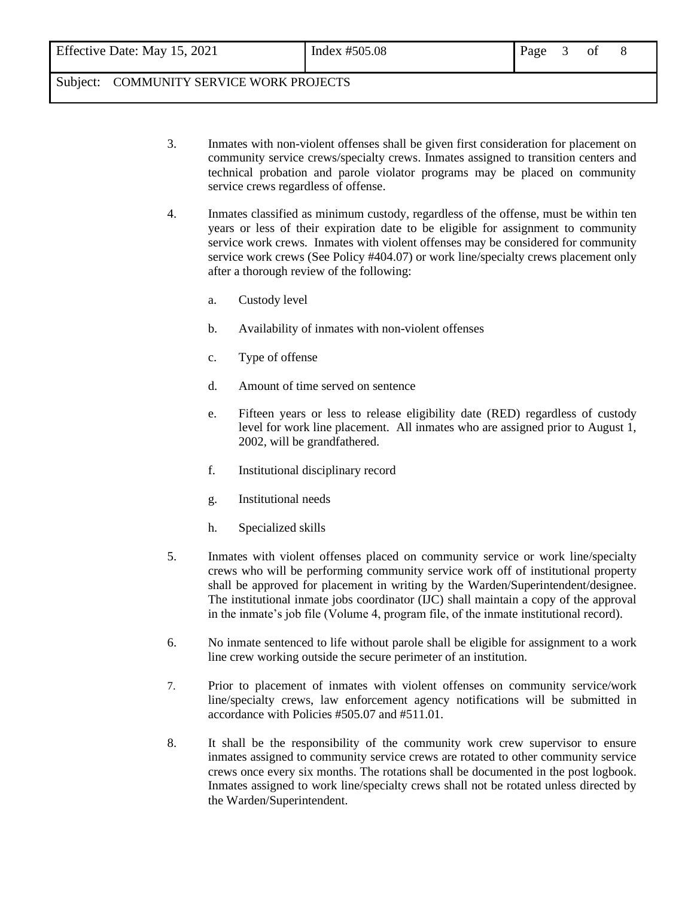3. Inmates with non-violent offenses shall be given first consideration for placement on community service crews/specialty crews. Inmates assigned to transition centers and technical probation and parole violator programs may be placed on community service crews regardless of offense.

4. Inmates classified as minimum custody, regardless of the offense, must be within ten years or less of their expiration date to be eligible for assignment to community service work crews. Inmates with violent offenses may be considered for community service work crews (See Policy #404.07) or work line/specialty crews placement only after a thorough review of the following:

   a. Custody level

   b. Availability of inmates with non-violent offenses

   c. Type of offense

   d. Amount of time served on sentence

   e. Fifteen years or less to release eligibility date (RED) regardless of custody level for work line placement. All inmates who are assigned prior to August 1, 2002, will be grandfathered.

   f. Institutional disciplinary record

   g. Institutional needs

   h. Specialized skills

5. Inmates with violent offenses placed on community service or work line/specialty crews who will be performing community service work off of institutional property shall be approved for placement in writing by the Warden/Superintendent/designee. The institutional inmate jobs coordinator (IJC) shall maintain a copy of the approval in the inmate's job file (Volume 4, program file, of the inmate institutional record).

6. No inmate sentenced to life without parole shall be eligible for assignment to a work line crew working outside the secure perimeter of an institution.

7. Prior to placement of inmates with violent offenses on community service/work line/specialty crews, law enforcement agency notifications will be submitted in accordance with Policies #505.07 and #511.01.

8. It shall be the responsibility of the community work crew supervisor to ensure inmates assigned to community service crews are rotated to other community service crews once every six months. The rotations shall be documented in the post logbook. Inmates assigned to work line/specialty crews shall not be rotated unless directed by the Warden/Superintendent.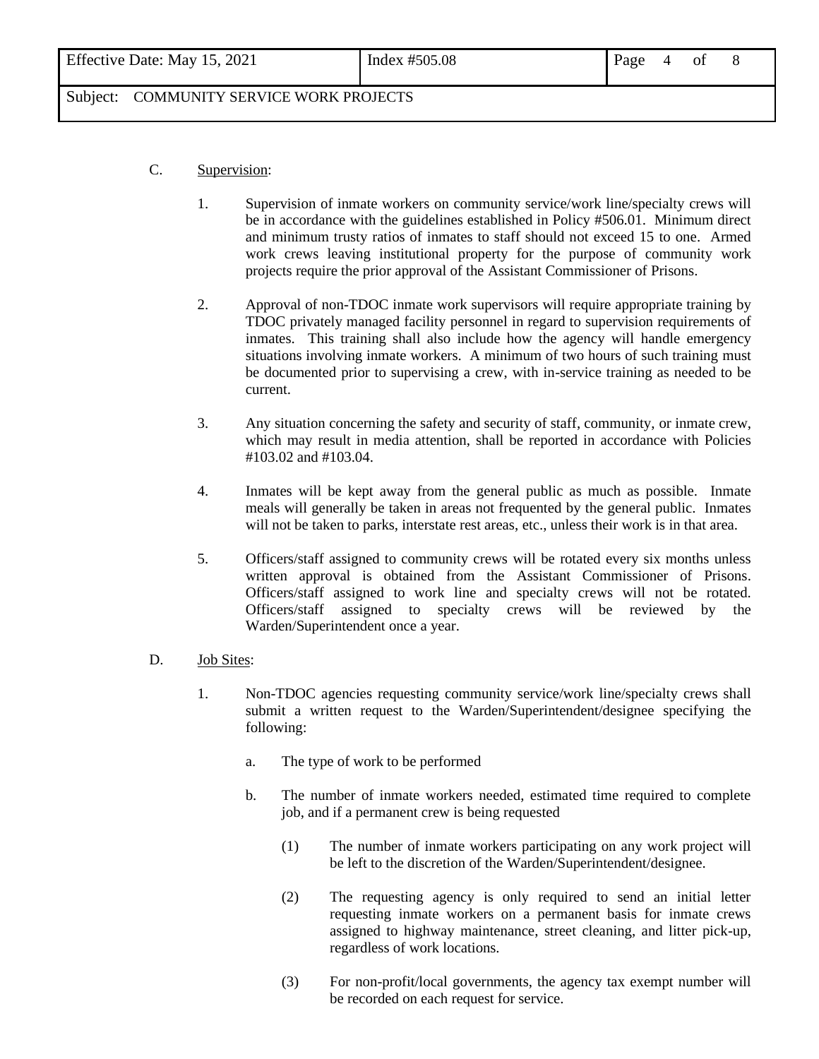C. Supervision:

1. Supervision of inmate workers on community service/work line/specialty crews will be in accordance with the guidelines established in Policy #506.01. Minimum direct and minimum trusty ratios of inmates to staff should not exceed 15 to one. Armed work crews leaving institutional property for the purpose of community work projects require the prior approval of the Assistant Commissioner of Prisons.

2. Approval of non-TDOC inmate work supervisors will require appropriate training by TDOC privately managed facility personnel in regard to supervision requirements of inmates. This training shall also include how the agency will handle emergency situations involving inmate workers. A minimum of two hours of such training must be documented prior to supervising a crew, with in-service training as needed to be current.

3. Any situation concerning the safety and security of staff, community, or inmate crew, which may result in media attention, shall be reported in accordance with Policies #103.02 and #103.04.

4. Inmates will be kept away from the general public as much as possible. Inmate meals will generally be taken in areas not frequented by the general public. Inmates will not be taken to parks, interstate rest areas, etc., unless their work is in that area.

5. Officers/staff assigned to community crews will be rotated every six months unless written approval is obtained from the Assistant Commissioner of Prisons. Officers/staff assigned to work line and specialty crews will not be rotated. Officers/staff assigned to specialty crews will be reviewed by the Warden/Superintendent once a year.

D. Job Sites:

1. Non-TDOC agencies requesting community service/work line/specialty crews shall submit a written request to the Warden/Superintendent/designee specifying the following:

   a. The type of work to be performed

   b. The number of inmate workers needed, estimated time required to complete job, and if a permanent crew is being requested

      (1) The number of inmate workers participating on any work project will be left to the discretion of the Warden/Superintendent/designee.

      (2) The requesting agency is only required to send an initial letter requesting inmate workers on a permanent basis for inmate crews assigned to highway maintenance, street cleaning, and litter pick-up, regardless of work locations.

      (3) For non-profit/local governments, the agency tax exempt number will be recorded on each request for service.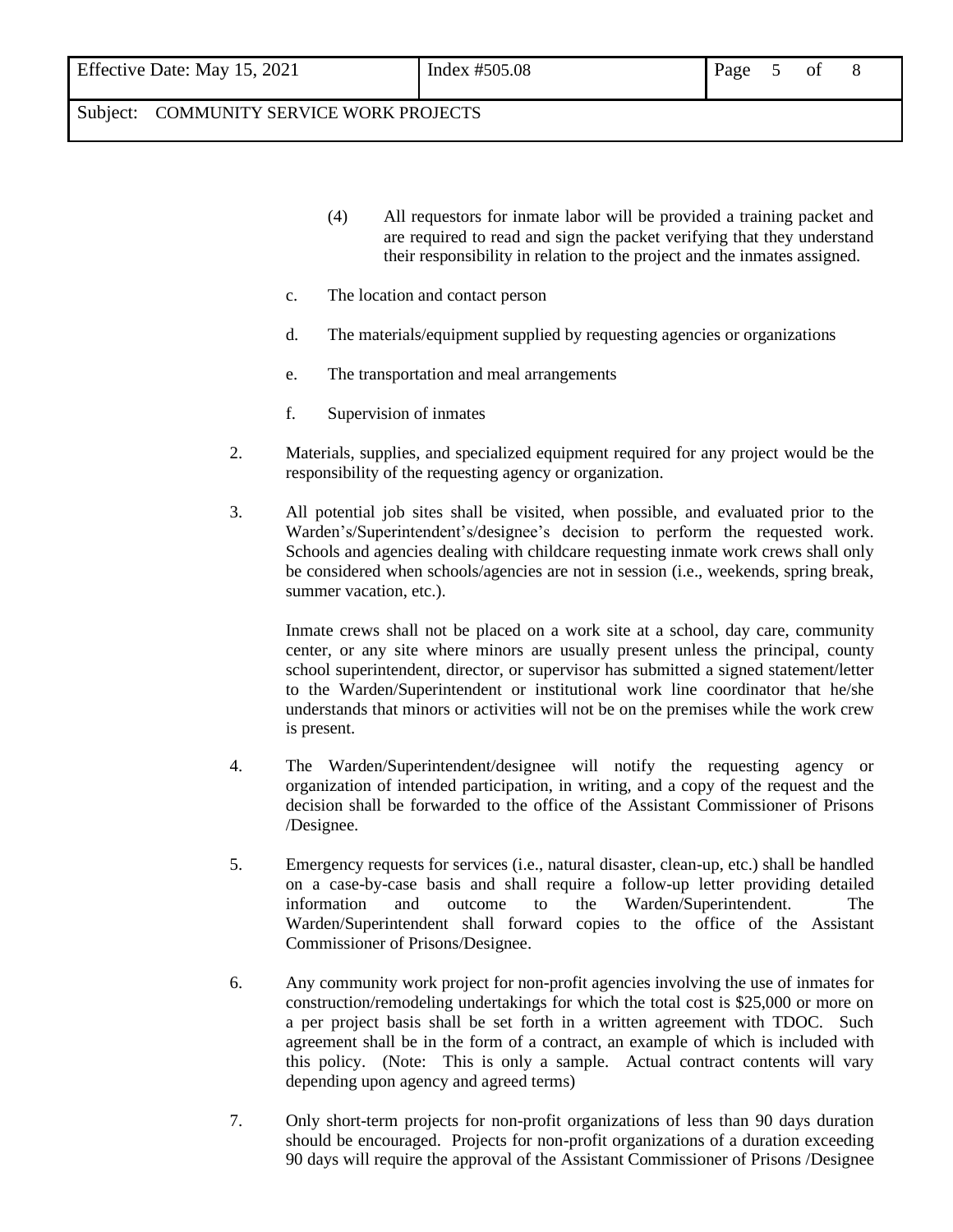(4) All requestors for inmate labor will be provided a training packet and are required to read and sign the packet verifying that they understand their responsibility in relation to the project and the inmates assigned.

c. The location and contact person

d. The materials/equipment supplied by requesting agencies or organizations

e. The transportation and meal arrangements

f. Supervision of inmates

2. Materials, supplies, and specialized equipment required for any project would be the responsibility of the requesting agency or organization.

3. All potential job sites shall be visited, when possible, and evaluated prior to the Warden's/Superintendent's/designee's decision to perform the requested work. Schools and agencies dealing with childcare requesting inmate work crews shall only be considered when schools/agencies are not in session (i.e., weekends, spring break, summer vacation, etc.).

   Inmate crews shall not be placed on a work site at a school, day care, community center, or any site where minors are usually present unless the principal, county school superintendent, director, or supervisor has submitted a signed statement/letter to the Warden/Superintendent or institutional work line coordinator that he/she understands that minors or activities will not be on the premises while the work crew is present.

4. The Warden/Superintendent/designee will notify the requesting agency or organization of intended participation, in writing, and a copy of the request and the decision shall be forwarded to the office of the Assistant Commissioner of Prisons /Designee.

5. Emergency requests for services (i.e., natural disaster, clean-up, etc.) shall be handled on a case-by-case basis and shall require a follow-up letter providing detailed information and outcome to the Warden/Superintendent. The Warden/Superintendent shall forward copies to the office of the Assistant Commissioner of Prisons/Designee.

6. Any community work project for non-profit agencies involving the use of inmates for construction/remodeling undertakings for which the total cost is $25,000 or more on a per project basis shall be set forth in a written agreement with TDOC. Such agreement shall be in the form of a contract, an example of which is included with this policy. (Note: This is only a sample. Actual contract contents will vary depending upon agency and agreed terms)

7. Only short-term projects for non-profit organizations of less than 90 days duration should be encouraged. Projects for non-profit organizations of a duration exceeding 90 days will require the approval of the Assistant Commissioner of Prisons /Designee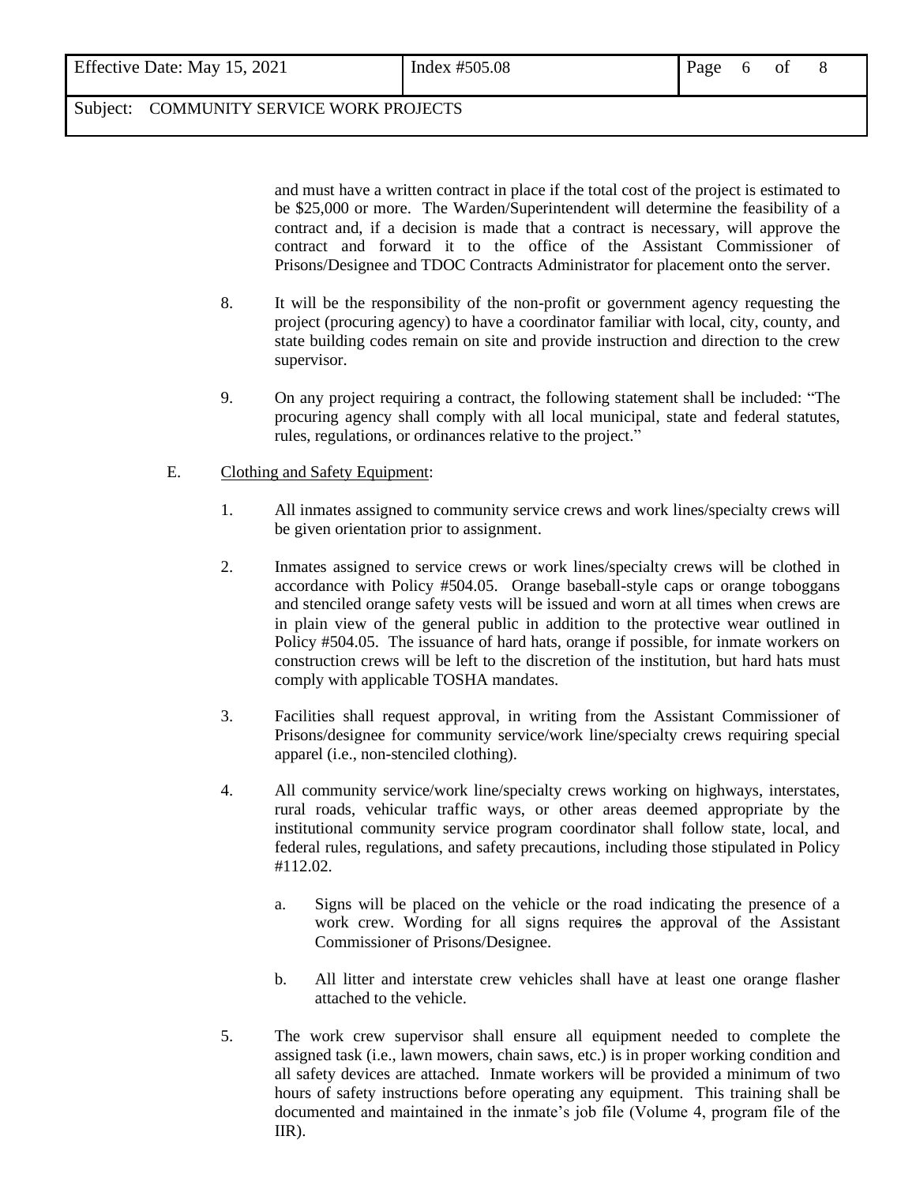and must have a written contract in place if the total cost of the project is estimated to be $25,000 or more. The Warden/Superintendent will determine the feasibility of a contract and, if a decision is made that a contract is necessary, will approve the contract and forward it to the office of the Assistant Commissioner of Prisons/Designee and TDOC Contracts Administrator for placement onto the server.

8. It will be the responsibility of the non-profit or government agency requesting the project (procuring agency) to have a coordinator familiar with local, city, county, and state building codes remain on site and provide instruction and direction to the crew supervisor.

9. On any project requiring a contract, the following statement shall be included: "The procuring agency shall comply with all local municipal, state and federal statutes, rules, regulations, or ordinances relative to the project."

E. Clothing and Safety Equipment:

1. All inmates assigned to community service crews and work lines/specialty crews will be given orientation prior to assignment.

2. Inmates assigned to service crews or work lines/specialty crews will be clothed in accordance with Policy #504.05. Orange baseball-style caps or orange toboggans and stenciled orange safety vests will be issued and worn at all times when crews are in plain view of the general public in addition to the protective wear outlined in Policy #504.05. The issuance of hard hats, orange if possible, for inmate workers on construction crews will be left to the discretion of the institution, but hard hats must comply with applicable TOSHA mandates.

3. Facilities shall request approval, in writing from the Assistant Commissioner of Prisons/designee for community service/work line/specialty crews requiring special apparel (i.e., non-stenciled clothing).

4. All community service/work line/specialty crews working on highways, interstates, rural roads, vehicular traffic ways, or other areas deemed appropriate by the institutional community service program coordinator shall follow state, local, and federal rules, regulations, and safety precautions, including those stipulated in Policy #112.02.

   a. Signs will be placed on the vehicle or the road indicating the presence of a work crew. Wording for all signs requires the approval of the Assistant Commissioner of Prisons/Designee.

   b. All litter and interstate crew vehicles shall have at least one orange flasher attached to the vehicle.

5. The work crew supervisor shall ensure all equipment needed to complete the assigned task (i.e., lawn mowers, chain saws, etc.) is in proper working condition and all safety devices are attached. Inmate workers will be provided a minimum of two hours of safety instructions before operating any equipment. This training shall be documented and maintained in the inmate's job file (Volume 4, program file of the IIR).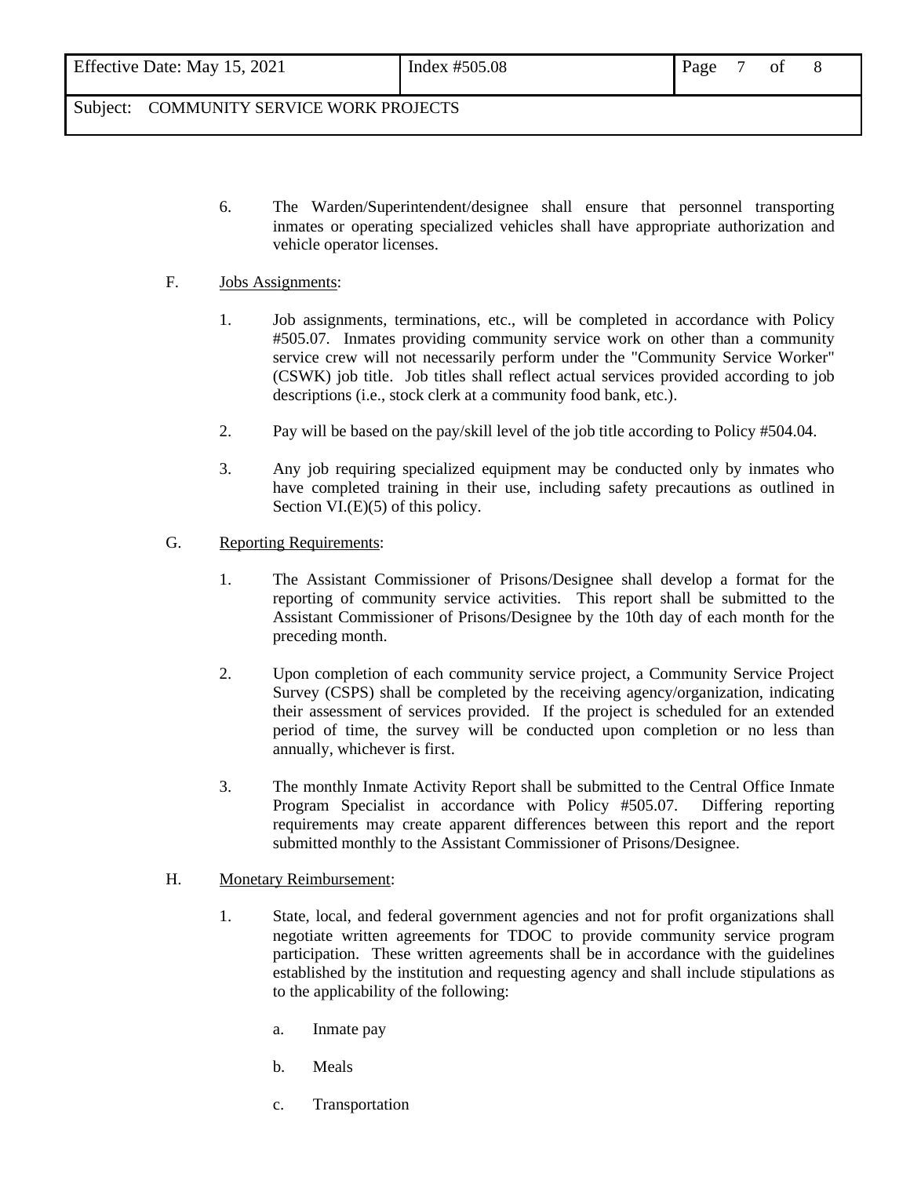6. The Warden/Superintendent/designee shall ensure that personnel transporting inmates or operating specialized vehicles shall have appropriate authorization and vehicle operator licenses.

F. Jobs Assignments:

1. Job assignments, terminations, etc., will be completed in accordance with Policy #505.07. Inmates providing community service work on other than a community service crew will not necessarily perform under the "Community Service Worker" (CSWK) job title. Job titles shall reflect actual services provided according to job descriptions (i.e., stock clerk at a community food bank, etc.).

2. Pay will be based on the pay/skill level of the job title according to Policy #504.04.

3. Any job requiring specialized equipment may be conducted only by inmates who have completed training in their use, including safety precautions as outlined in Section VI.(E)(5) of this policy.

G. Reporting Requirements:

1. The Assistant Commissioner of Prisons/Designee shall develop a format for the reporting of community service activities. This report shall be submitted to the Assistant Commissioner of Prisons/Designee by the 10th day of each month for the preceding month.

2. Upon completion of each community service project, a Community Service Project Survey (CSPS) shall be completed by the receiving agency/organization, indicating their assessment of services provided. If the project is scheduled for an extended period of time, the survey will be conducted upon completion or no less than annually, whichever is first.

3. The monthly Inmate Activity Report shall be submitted to the Central Office Inmate Program Specialist in accordance with Policy #505.07. Differing reporting requirements may create apparent differences between this report and the report submitted monthly to the Assistant Commissioner of Prisons/Designee.

H. Monetary Reimbursement:

1. State, local, and federal government agencies and not for profit organizations shall negotiate written agreements for TDOC to provide community service program participation. These written agreements shall be in accordance with the guidelines established by the institution and requesting agency and shall include stipulations as to the applicability of the following:

   a. Inmate pay

   b. Meals

   c. Transportation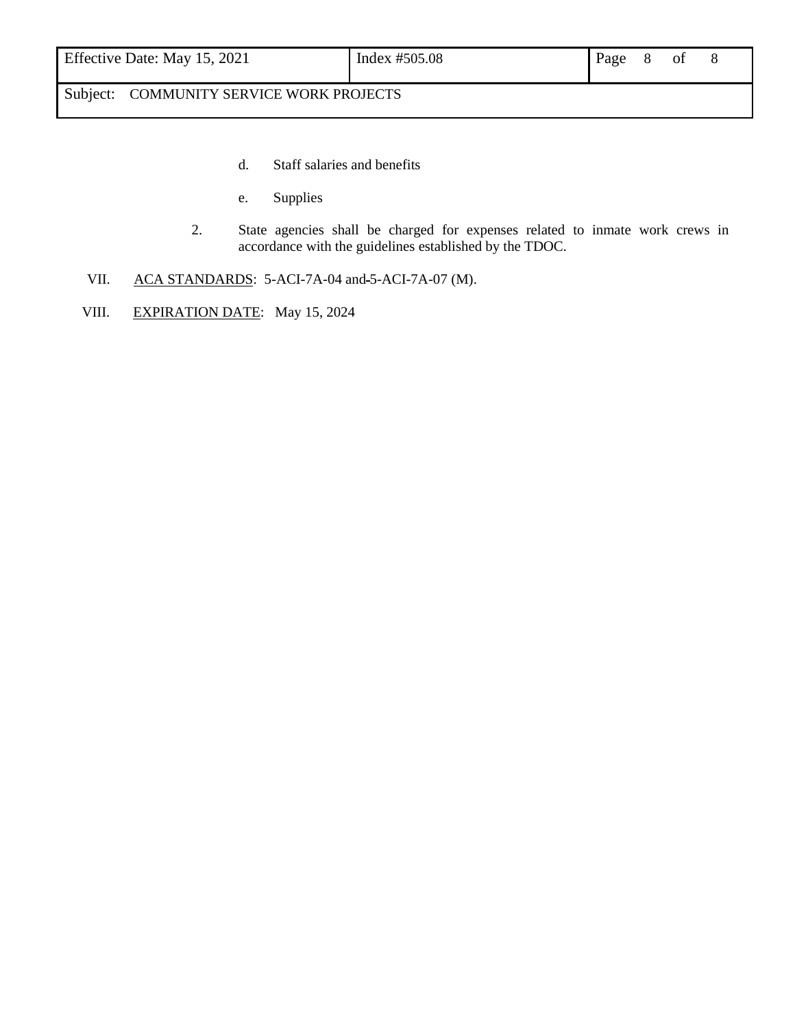d. Staff salaries and benefits

e. Supplies

2. State agencies shall be charged for expenses related to inmate work crews in accordance with the guidelines established by the TDOC.

VII. ACA STANDARDS: 5-ACI-7A-04 and 5-ACI-7A-07 (M).

VIII. EXPIRATION DATE: May 15, 2024